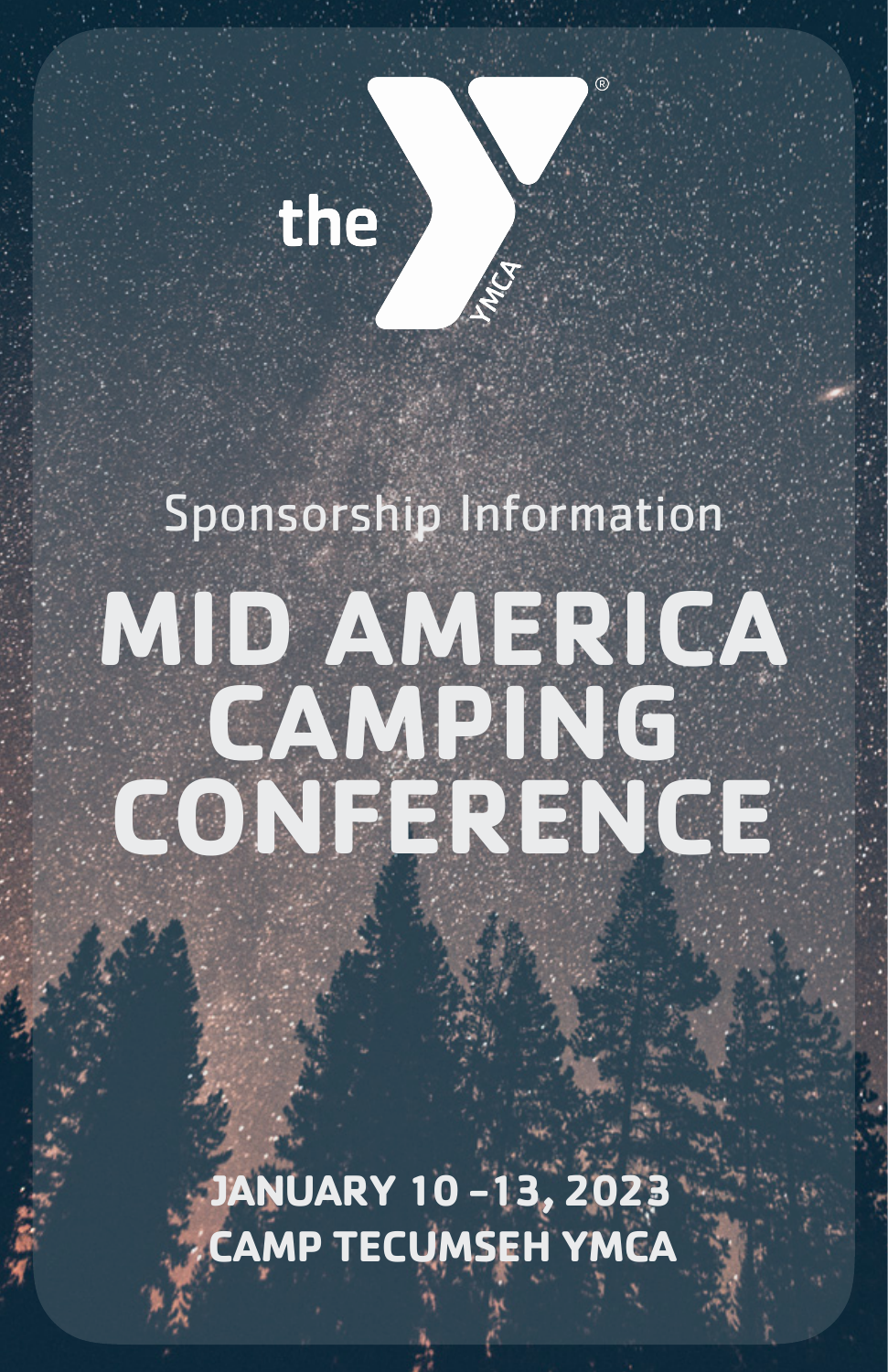the YMCA

Sponsorship Information

# MID AMERICA CAMPING CONFERENCE

**JANUARY 10 – 13, 2023**
**CAMP TECUMSEH YMCA**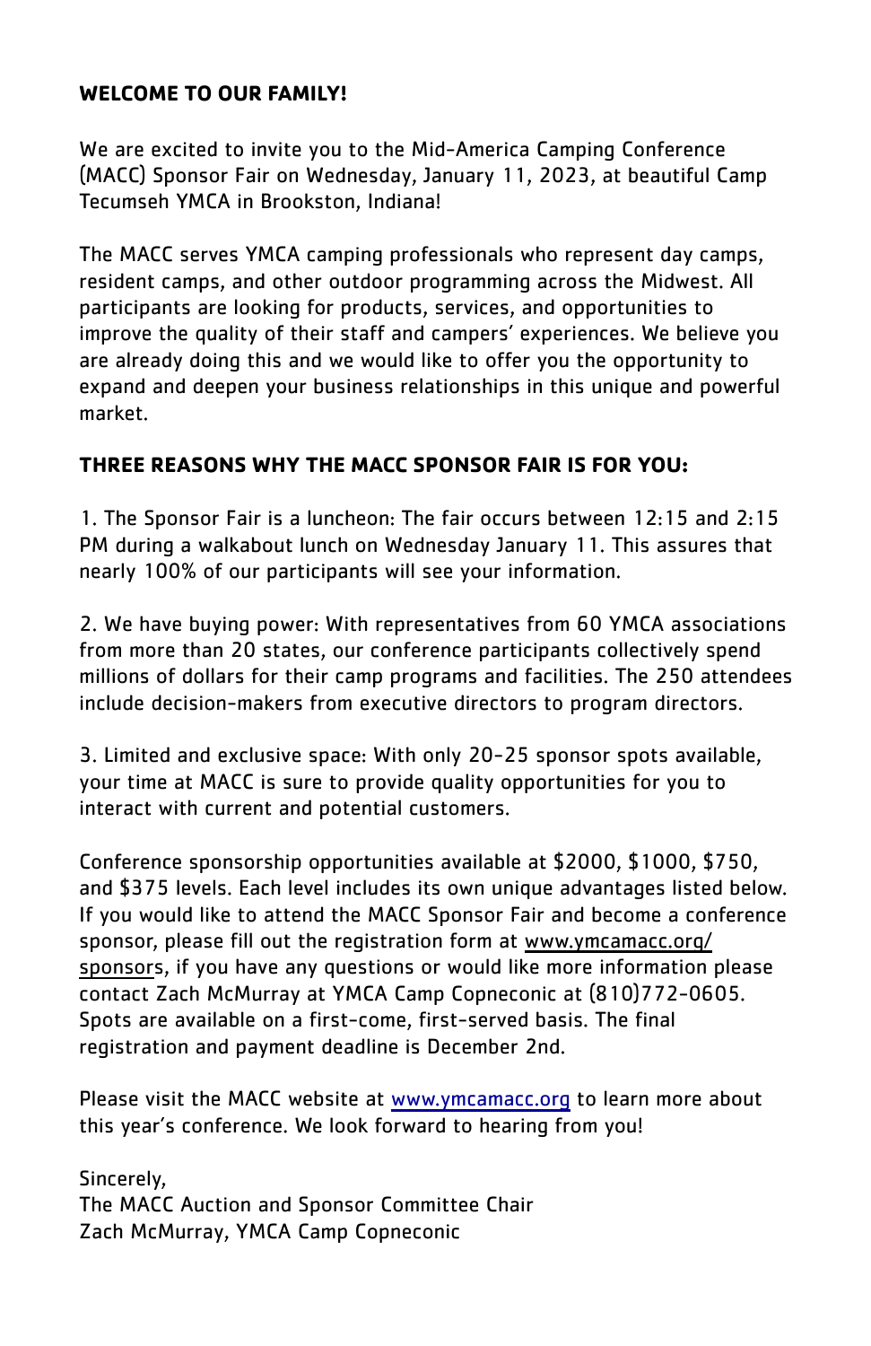**WELCOME TO OUR FAMILY!**

We are excited to invite you to the Mid-America Camping Conference (MACC) Sponsor Fair on Wednesday, January 11, 2023, at beautiful Camp Tecumseh YMCA in Brookston, Indiana!

The MACC serves YMCA camping professionals who represent day camps, resident camps, and other outdoor programming across the Midwest. All participants are looking for products, services, and opportunities to improve the quality of their staff and campers' experiences. We believe you are already doing this and we would like to offer you the opportunity to expand and deepen your business relationships in this unique and powerful market.

**THREE REASONS WHY THE MACC SPONSOR FAIR IS FOR YOU:**

1. The Sponsor Fair is a luncheon: The fair occurs between 12:15 and 2:15 PM during a walkabout lunch on Wednesday January 11. This assures that nearly 100% of our participants will see your information.

2. We have buying power: With representatives from 60 YMCA associations from more than 20 states, our conference participants collectively spend millions of dollars for their camp programs and facilities. The 250 attendees include decision-makers from executive directors to program directors.

3. Limited and exclusive space: With only 20-25 sponsor spots available, your time at MACC is sure to provide quality opportunities for you to interact with current and potential customers.

Conference sponsorship opportunities available at $2000, $1000, $750, and $375 levels. Each level includes its own unique advantages listed below. If you would like to attend the MACC Sponsor Fair and become a conference sponsor, please fill out the registration form at www.ymcamacc.org/sponsors, if you have any questions or would like more information please contact Zach McMurray at YMCA Camp Copneconic at (810)772-0605. Spots are available on a first-come, first-served basis. The final registration and payment deadline is December 2nd.

Please visit the MACC website at www.ymcamacc.org to learn more about this year's conference. We look forward to hearing from you!

Sincerely,
The MACC Auction and Sponsor Committee Chair
Zach McMurray, YMCA Camp Copneconic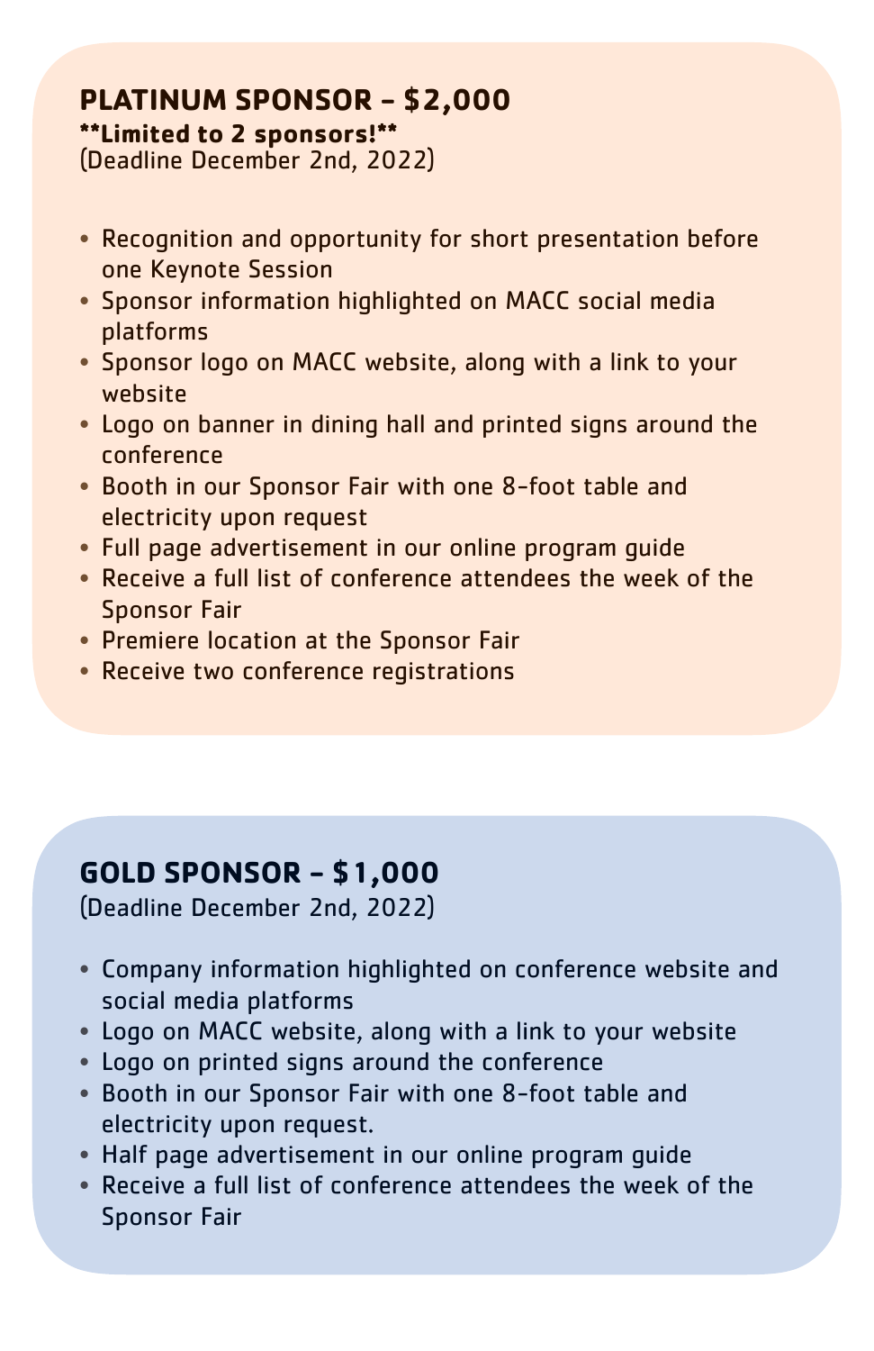## PLATINUM SPONSOR – $2,000

**\*\*Limited to 2 sponsors!\*\***

(Deadline December 2nd, 2022)

- Recognition and opportunity for short presentation before one Keynote Session
- Sponsor information highlighted on MACC social media platforms
- Sponsor logo on MACC website, along with a link to your website
- Logo on banner in dining hall and printed signs around the conference
- Booth in our Sponsor Fair with one 8-foot table and electricity upon request
- Full page advertisement in our online program guide
- Receive a full list of conference attendees the week of the Sponsor Fair
- Premiere location at the Sponsor Fair
- Receive two conference registrations

## GOLD SPONSOR – $1,000

(Deadline December 2nd, 2022)

- Company information highlighted on conference website and social media platforms
- Logo on MACC website, along with a link to your website
- Logo on printed signs around the conference
- Booth in our Sponsor Fair with one 8-foot table and electricity upon request.
- Half page advertisement in our online program guide
- Receive a full list of conference attendees the week of the Sponsor Fair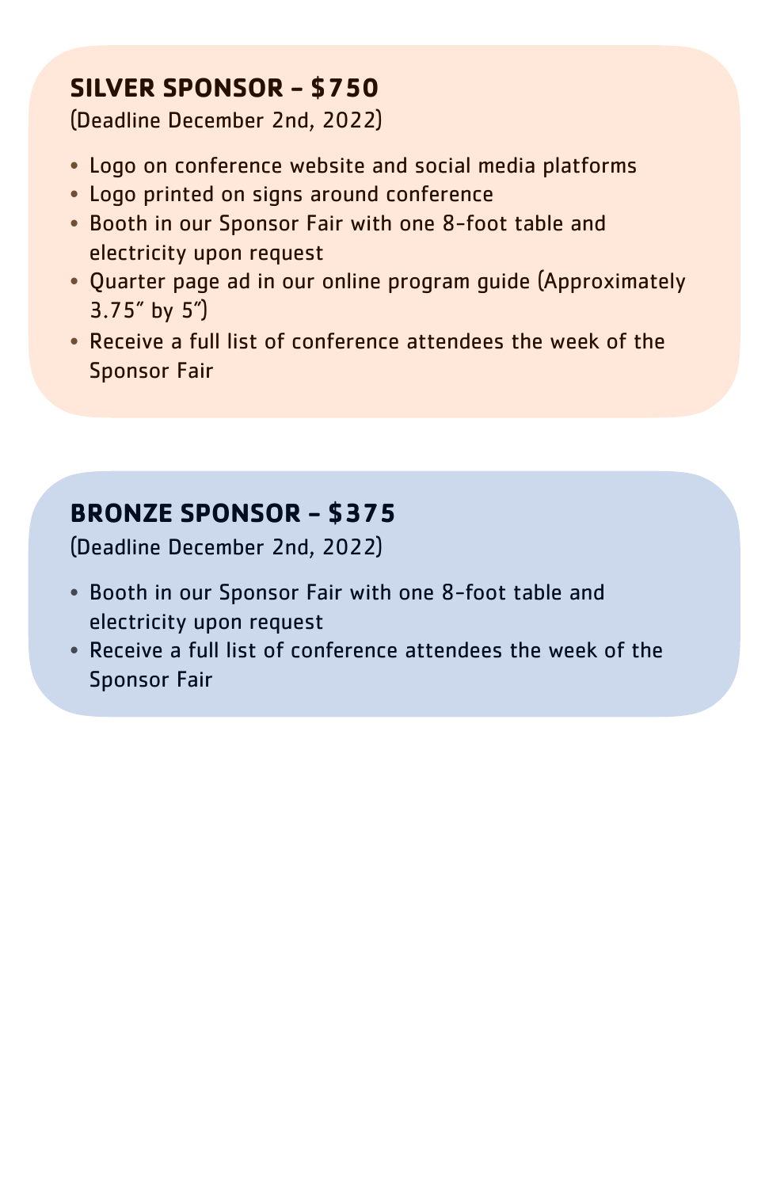## SILVER SPONSOR – $750

(Deadline December 2nd, 2022)

- Logo on conference website and social media platforms
- Logo printed on signs around conference
- Booth in our Sponsor Fair with one 8-foot table and electricity upon request
- Quarter page ad in our online program guide (Approximately 3.75" by 5")
- Receive a full list of conference attendees the week of the Sponsor Fair

## BRONZE SPONSOR – $375

(Deadline December 2nd, 2022)

- Booth in our Sponsor Fair with one 8-foot table and electricity upon request
- Receive a full list of conference attendees the week of the Sponsor Fair